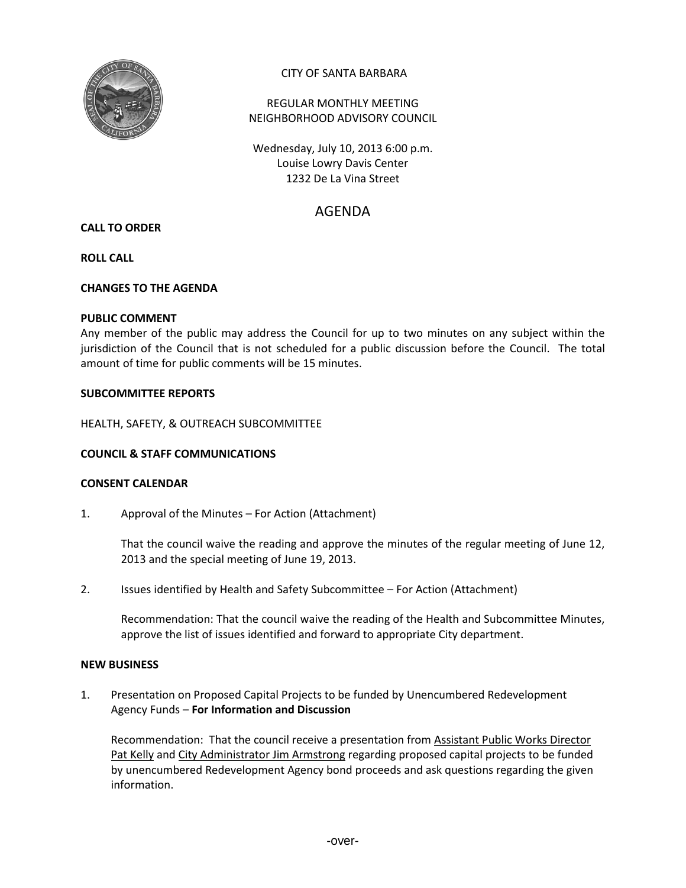CITY OF SANTA BARBARA

REGULAR MONTHLY MEETING
NEIGHBORHOOD ADVISORY COUNCIL

Wednesday, July 10, 2013 6:00 p.m.
Louise Lowry Davis Center
1232 De La Vina Street

# AGENDA

**CALL TO ORDER**

**ROLL CALL**

**CHANGES TO THE AGENDA**

**PUBLIC COMMENT**

Any member of the public may address the Council for up to two minutes on any subject within the jurisdiction of the Council that is not scheduled for a public discussion before the Council. The total amount of time for public comments will be 15 minutes.

**SUBCOMMITTEE REPORTS**

HEALTH, SAFETY, & OUTREACH SUBCOMMITTEE

**COUNCIL & STAFF COMMUNICATIONS**

**CONSENT CALENDAR**

1. Approval of the Minutes – For Action (Attachment)

   That the council waive the reading and approve the minutes of the regular meeting of June 12, 2013 and the special meeting of June 19, 2013.

2. Issues identified by Health and Safety Subcommittee – For Action (Attachment)

   Recommendation: That the council waive the reading of the Health and Subcommittee Minutes, approve the list of issues identified and forward to appropriate City department.

**NEW BUSINESS**

1. Presentation on Proposed Capital Projects to be funded by Unencumbered Redevelopment Agency Funds – **For Information and Discussion**

   Recommendation: That the council receive a presentation from Assistant Public Works Director Pat Kelly and City Administrator Jim Armstrong regarding proposed capital projects to be funded by unencumbered Redevelopment Agency bond proceeds and ask questions regarding the given information.

-over-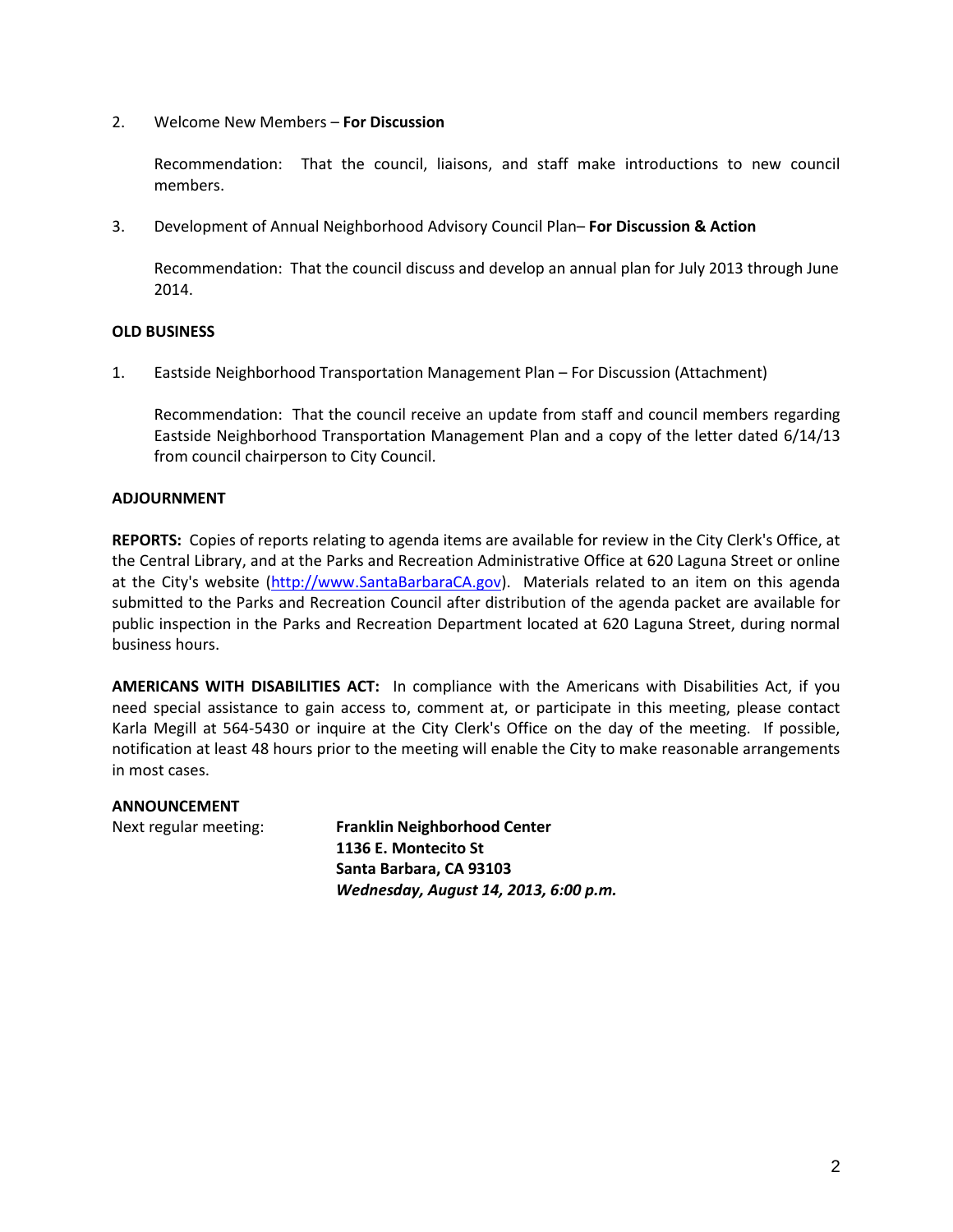2. Welcome New Members – **For Discussion**

   Recommendation: That the council, liaisons, and staff make introductions to new council members.

3. Development of Annual Neighborhood Advisory Council Plan– **For Discussion & Action**

   Recommendation: That the council discuss and develop an annual plan for July 2013 through June 2014.

**OLD BUSINESS**

1. Eastside Neighborhood Transportation Management Plan – For Discussion (Attachment)

   Recommendation: That the council receive an update from staff and council members regarding Eastside Neighborhood Transportation Management Plan and a copy of the letter dated 6/14/13 from council chairperson to City Council.

**ADJOURNMENT**

**REPORTS:** Copies of reports relating to agenda items are available for review in the City Clerk's Office, at the Central Library, and at the Parks and Recreation Administrative Office at 620 Laguna Street or online at the City's website (http://www.SantaBarbaraCA.gov). Materials related to an item on this agenda submitted to the Parks and Recreation Council after distribution of the agenda packet are available for public inspection in the Parks and Recreation Department located at 620 Laguna Street, during normal business hours.

**AMERICANS WITH DISABILITIES ACT:** In compliance with the Americans with Disabilities Act, if you need special assistance to gain access to, comment at, or participate in this meeting, please contact Karla Megill at 564-5430 or inquire at the City Clerk's Office on the day of the meeting. If possible, notification at least 48 hours prior to the meeting will enable the City to make reasonable arrangements in most cases.

**ANNOUNCEMENT**

Next regular meeting:

**Franklin Neighborhood Center**
**1136 E. Montecito St**
**Santa Barbara, CA 93103**
***Wednesday, August 14, 2013, 6:00 p.m.***